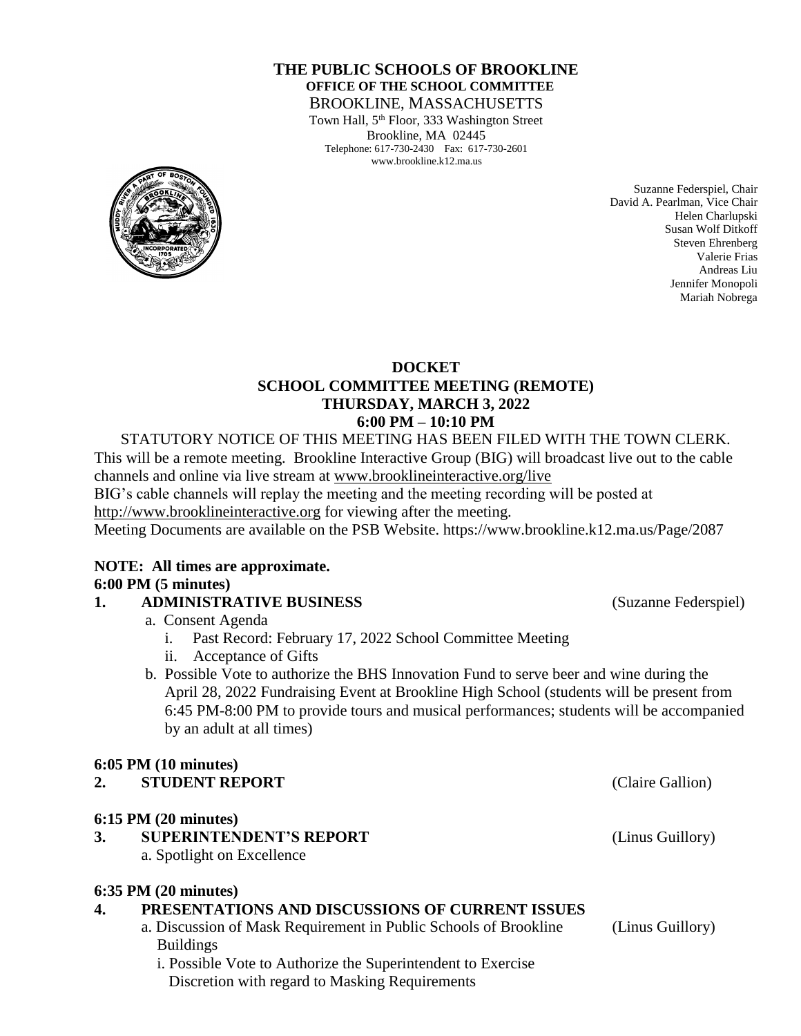# THE PUBLIC SCHOOLS OF BROOKLINE

**OFFICE OF THE SCHOOL COMMITTEE**

BROOKLINE, MASSACHUSETTS

Town Hall, 5th Floor, 333 Washington Street
Brookline, MA 02445
Telephone: 617-730-2430 Fax: 617-730-2601
www.brookline.k12.ma.us

Suzanne Federspiel, Chair
David A. Pearlman, Vice Chair
Helen Charlupski
Susan Wolf Ditkoff
Steven Ehrenberg
Valerie Frias
Andreas Liu
Jennifer Monopoli
Mariah Nobrega

## DOCKET
## SCHOOL COMMITTEE MEETING (REMOTE)
## THURSDAY, MARCH 3, 2022
## 6:00 PM – 10:10 PM

STATUTORY NOTICE OF THIS MEETING HAS BEEN FILED WITH THE TOWN CLERK. This will be a remote meeting. Brookline Interactive Group (BIG) will broadcast live out to the cable channels and online via live stream at www.brooklineinteractive.org/live
BIG's cable channels will replay the meeting and the meeting recording will be posted at http://www.brooklineinteractive.org for viewing after the meeting.
Meeting Documents are available on the PSB Website. https://www.brookline.k12.ma.us/Page/2087

**NOTE: All times are approximate.**

**6:00 PM (5 minutes)**

**1. ADMINISTRATIVE BUSINESS** (Suzanne Federspiel)

a. Consent Agenda
   i. Past Record: February 17, 2022 School Committee Meeting
   ii. Acceptance of Gifts

b. Possible Vote to authorize the BHS Innovation Fund to serve beer and wine during the April 28, 2022 Fundraising Event at Brookline High School (students will be present from 6:45 PM-8:00 PM to provide tours and musical performances; students will be accompanied by an adult at all times)

**6:05 PM (10 minutes)**

**2. STUDENT REPORT** (Claire Gallion)

**6:15 PM (20 minutes)**

**3. SUPERINTENDENT'S REPORT** (Linus Guillory)

a. Spotlight on Excellence

**6:35 PM (20 minutes)**

**4. PRESENTATIONS AND DISCUSSIONS OF CURRENT ISSUES**

a. Discussion of Mask Requirement in Public Schools of Brookline Buildings (Linus Guillory)
   i. Possible Vote to Authorize the Superintendent to Exercise Discretion with regard to Masking Requirements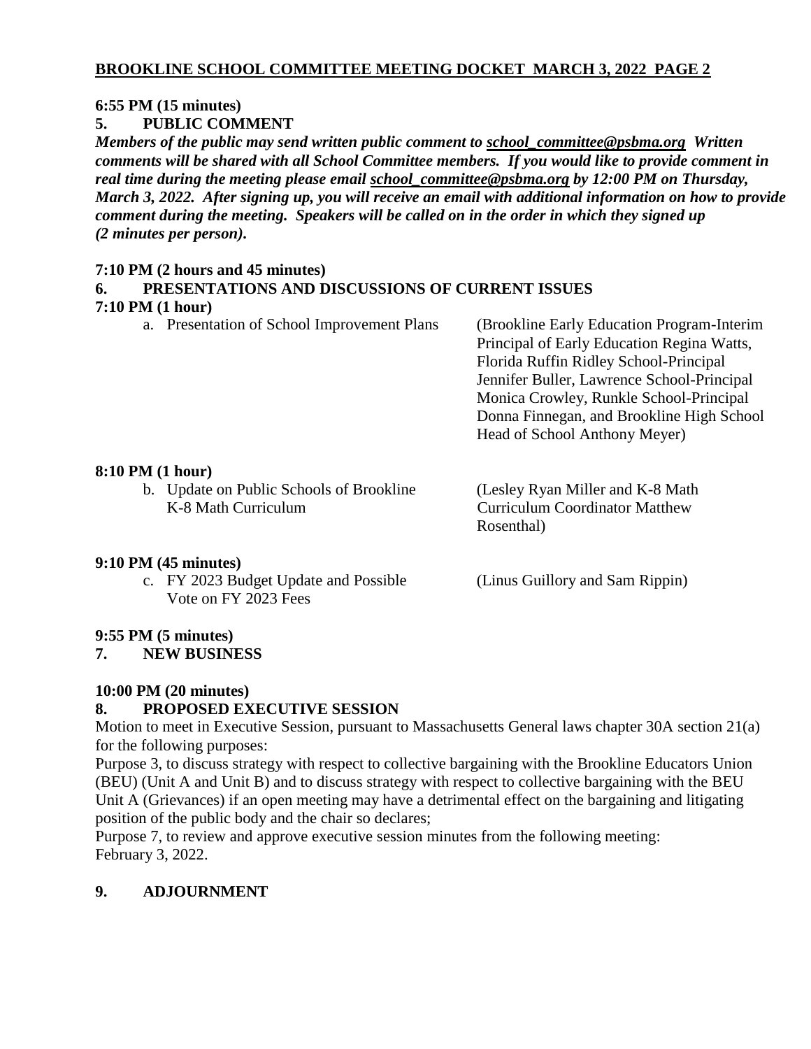**6:55 PM (15 minutes)**

**5. PUBLIC COMMENT**

***Members of the public may send written public comment to school_committee@psbma.org Written comments will be shared with all School Committee members. If you would like to provide comment in real time during the meeting please email school_committee@psbma.org by 12:00 PM on Thursday, March 3, 2022. After signing up, you will receive an email with additional information on how to provide comment during the meeting. Speakers will be called on in the order in which they signed up (2 minutes per person).***

**7:10 PM (2 hours and 45 minutes)**

**6. PRESENTATIONS AND DISCUSSIONS OF CURRENT ISSUES**

**7:10 PM (1 hour)**

a. Presentation of School Improvement Plans (Brookline Early Education Program-Interim Principal of Early Education Regina Watts, Florida Ruffin Ridley School-Principal Jennifer Buller, Lawrence School-Principal Monica Crowley, Runkle School-Principal Donna Finnegan, and Brookline High School Head of School Anthony Meyer)

**8:10 PM (1 hour)**

b. Update on Public Schools of Brookline K-8 Math Curriculum (Lesley Ryan Miller and K-8 Math Curriculum Coordinator Matthew Rosenthal)

**9:10 PM (45 minutes)**

c. FY 2023 Budget Update and Possible Vote on FY 2023 Fees (Linus Guillory and Sam Rippin)

**9:55 PM (5 minutes)**

**7. NEW BUSINESS**

**10:00 PM (20 minutes)**

**8. PROPOSED EXECUTIVE SESSION**

Motion to meet in Executive Session, pursuant to Massachusetts General laws chapter 30A section 21(a) for the following purposes:

Purpose 3, to discuss strategy with respect to collective bargaining with the Brookline Educators Union (BEU) (Unit A and Unit B) and to discuss strategy with respect to collective bargaining with the BEU Unit A (Grievances) if an open meeting may have a detrimental effect on the bargaining and litigating position of the public body and the chair so declares;

Purpose 7, to review and approve executive session minutes from the following meeting: February 3, 2022.

**9. ADJOURNMENT**